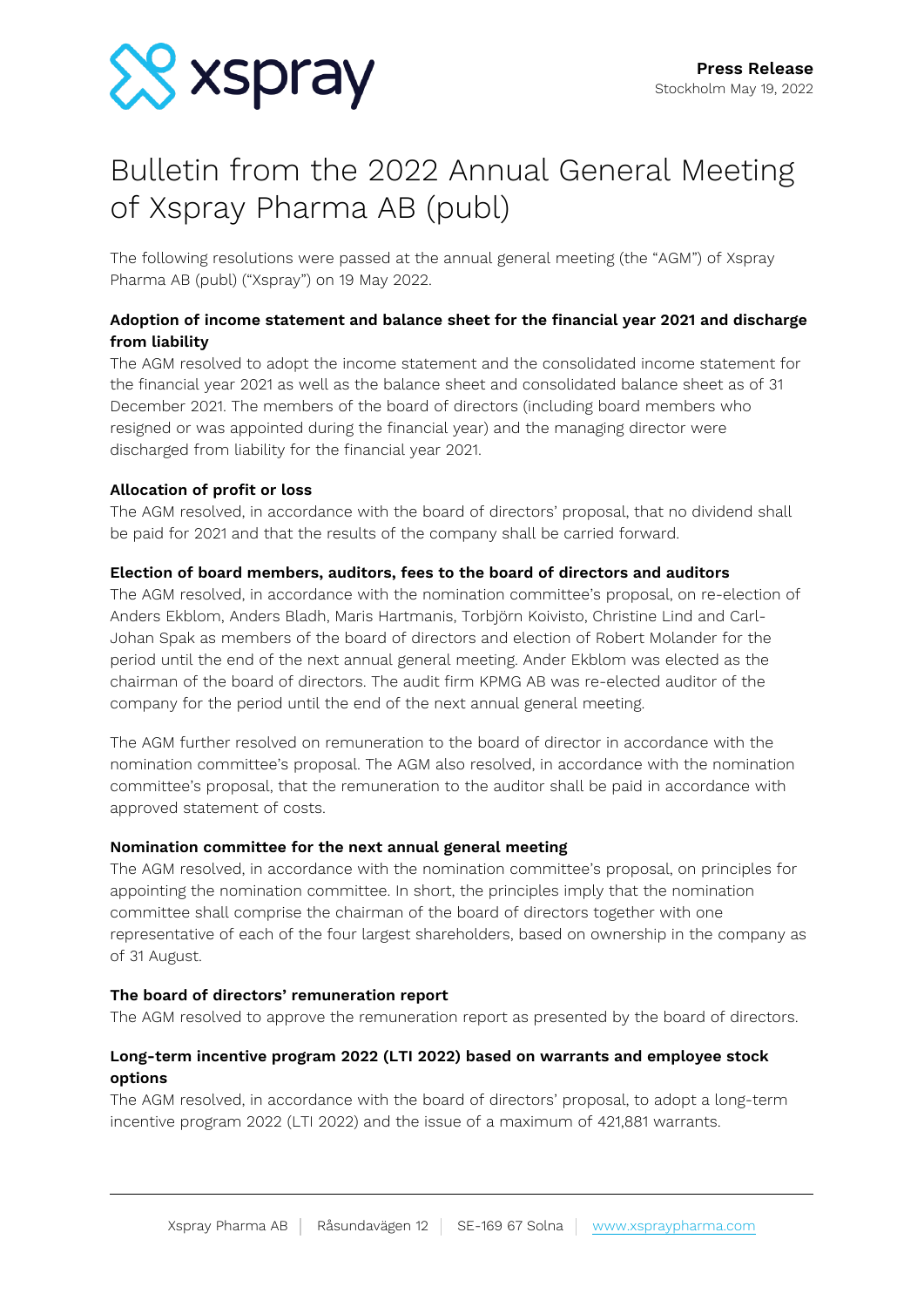**Press Release**
Stockholm May 19, 2022

# Bulletin from the 2022 Annual General Meeting of Xspray Pharma AB (publ)

The following resolutions were passed at the annual general meeting (the "AGM") of Xspray Pharma AB (publ) ("Xspray") on 19 May 2022.

**Adoption of income statement and balance sheet for the financial year 2021 and discharge from liability**

The AGM resolved to adopt the income statement and the consolidated income statement for the financial year 2021 as well as the balance sheet and consolidated balance sheet as of 31 December 2021. The members of the board of directors (including board members who resigned or was appointed during the financial year) and the managing director were discharged from liability for the financial year 2021.

**Allocation of profit or loss**

The AGM resolved, in accordance with the board of directors' proposal, that no dividend shall be paid for 2021 and that the results of the company shall be carried forward.

**Election of board members, auditors, fees to the board of directors and auditors**

The AGM resolved, in accordance with the nomination committee's proposal, on re-election of Anders Ekblom, Anders Bladh, Maris Hartmanis, Torbjörn Koivisto, Christine Lind and Carl-Johan Spak as members of the board of directors and election of Robert Molander for the period until the end of the next annual general meeting. Ander Ekblom was elected as the chairman of the board of directors. The audit firm KPMG AB was re-elected auditor of the company for the period until the end of the next annual general meeting.

The AGM further resolved on remuneration to the board of director in accordance with the nomination committee's proposal. The AGM also resolved, in accordance with the nomination committee's proposal, that the remuneration to the auditor shall be paid in accordance with approved statement of costs.

**Nomination committee for the next annual general meeting**

The AGM resolved, in accordance with the nomination committee's proposal, on principles for appointing the nomination committee. In short, the principles imply that the nomination committee shall comprise the chairman of the board of directors together with one representative of each of the four largest shareholders, based on ownership in the company as of 31 August.

**The board of directors' remuneration report**

The AGM resolved to approve the remuneration report as presented by the board of directors.

**Long-term incentive program 2022 (LTI 2022) based on warrants and employee stock options**

The AGM resolved, in accordance with the board of directors' proposal, to adopt a long-term incentive program 2022 (LTI 2022) and the issue of a maximum of 421,881 warrants.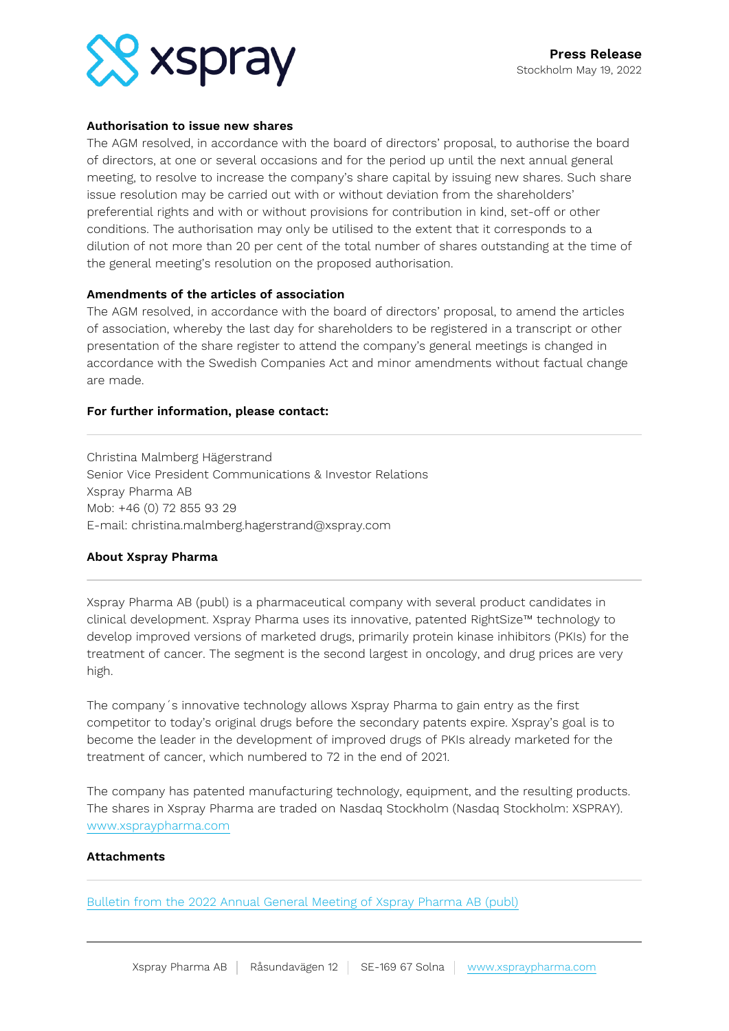**Authorisation to issue new shares**

The AGM resolved, in accordance with the board of directors' proposal, to authorise the board of directors, at one or several occasions and for the period up until the next annual general meeting, to resolve to increase the company's share capital by issuing new shares. Such share issue resolution may be carried out with or without deviation from the shareholders' preferential rights and with or without provisions for contribution in kind, set-off or other conditions. The authorisation may only be utilised to the extent that it corresponds to a dilution of not more than 20 per cent of the total number of shares outstanding at the time of the general meeting's resolution on the proposed authorisation.

**Amendments of the articles of association**

The AGM resolved, in accordance with the board of directors' proposal, to amend the articles of association, whereby the last day for shareholders to be registered in a transcript or other presentation of the share register to attend the company's general meetings is changed in accordance with the Swedish Companies Act and minor amendments without factual change are made.

**For further information, please contact:**

---

Christina Malmberg Hägerstrand
Senior Vice President Communications & Investor Relations
Xspray Pharma AB
Mob: +46 (0) 72 855 93 29
E-mail: christina.malmberg.hagerstrand@xspray.com

**About Xspray Pharma**

---

Xspray Pharma AB (publ) is a pharmaceutical company with several product candidates in clinical development. Xspray Pharma uses its innovative, patented RightSize™ technology to develop improved versions of marketed drugs, primarily protein kinase inhibitors (PKIs) for the treatment of cancer. The segment is the second largest in oncology, and drug prices are very high.

The company´s innovative technology allows Xspray Pharma to gain entry as the first competitor to today's original drugs before the secondary patents expire. Xspray's goal is to become the leader in the development of improved drugs of PKIs already marketed for the treatment of cancer, which numbered to 72 in the end of 2021.

The company has patented manufacturing technology, equipment, and the resulting products. The shares in Xspray Pharma are traded on Nasdaq Stockholm (Nasdaq Stockholm: XSPRAY). www.xspraypharma.com

**Attachments**

---

Bulletin from the 2022 Annual General Meeting of Xspray Pharma AB (publ)